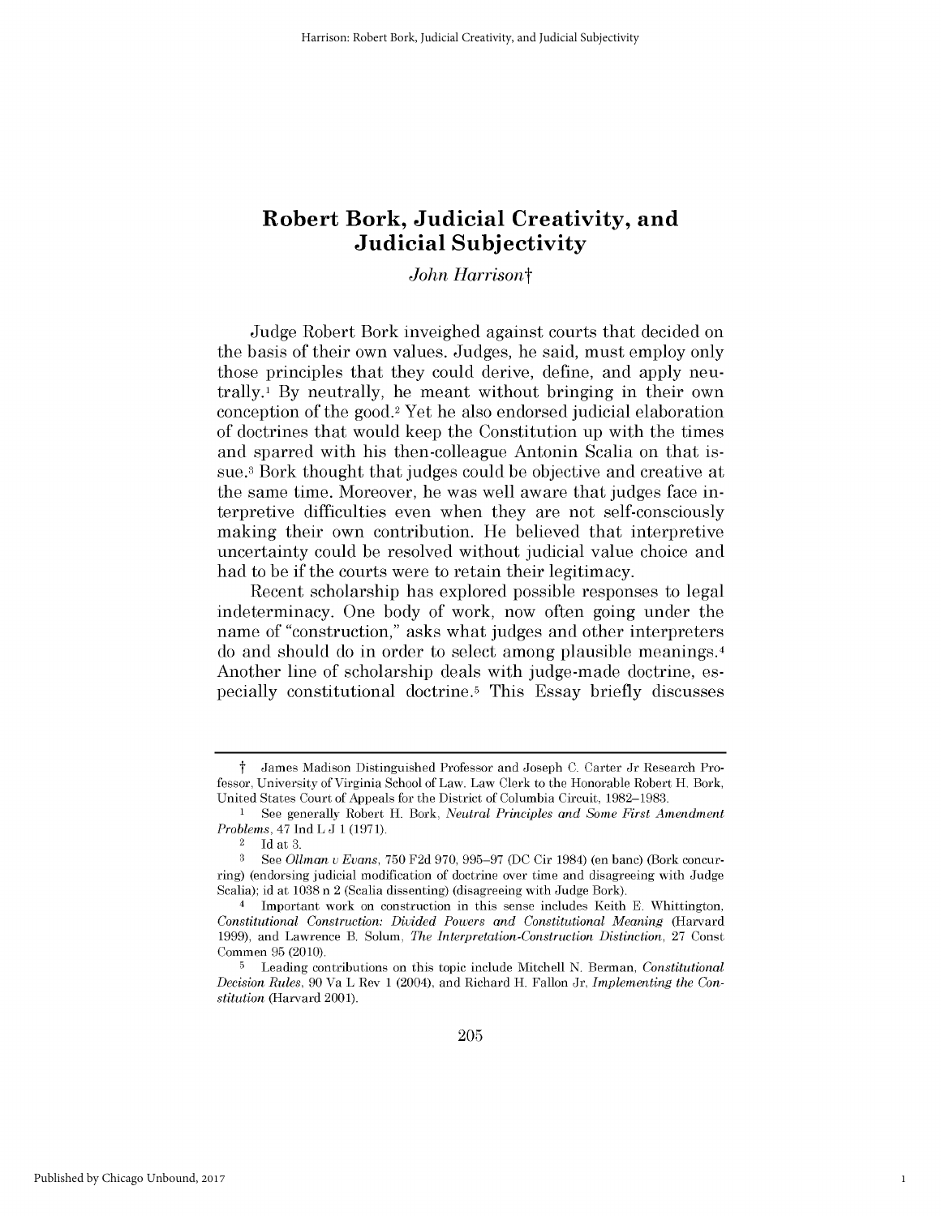# Robert Bork, Judicial Creativity, and Judicial Subjectivity

*John Harrison*†

Judge Robert Bork inveighed against courts that decided on the basis of their own values. Judges, he said, must employ only those principles that they could derive, define, and apply neutrally.[1] By neutrally, he meant without bringing in their own conception of the good.[2] Yet he also endorsed judicial elaboration of doctrines that would keep the Constitution up with the times and sparred with his then-colleague Antonin Scalia on that issue.[3] Bork thought that judges could be objective and creative at the same time. Moreover, he was well aware that judges face interpretive difficulties even when they are not self-consciously making their own contribution. He believed that interpretive uncertainty could be resolved without judicial value choice and had to be if the courts were to retain their legitimacy.

Recent scholarship has explored possible responses to legal indeterminacy. One body of work, now often going under the name of "construction," asks what judges and other interpreters do and should do in order to select among plausible meanings.[4] Another line of scholarship deals with judge-made doctrine, especially constitutional doctrine.[5] This Essay briefly discusses

---

† James Madison Distinguished Professor and Joseph C. Carter Jr Research Professor, University of Virginia School of Law. Law Clerk to the Honorable Robert H. Bork, United States Court of Appeals for the District of Columbia Circuit, 1982–1983.

1 See generally Robert H. Bork, *Neutral Principles and Some First Amendment Problems*, 47 Ind L J 1 (1971).

2 Id at 3.

3 See *Ollman v Evans*, 750 F2d 970, 995–97 (DC Cir 1984) (en banc) (Bork concurring) (endorsing judicial modification of doctrine over time and disagreeing with Judge Scalia); id at 1038 n 2 (Scalia dissenting) (disagreeing with Judge Bork).

4 Important work on construction in this sense includes Keith E. Whittington, *Constitutional Construction: Divided Powers and Constitutional Meaning* (Harvard 1999), and Lawrence B. Solum, *The Interpretation-Construction Distinction*, 27 Const Commen 95 (2010).

5 Leading contributions on this topic include Mitchell N. Berman, *Constitutional Decision Rules*, 90 Va L Rev 1 (2004), and Richard H. Fallon Jr, *Implementing the Constitution* (Harvard 2001).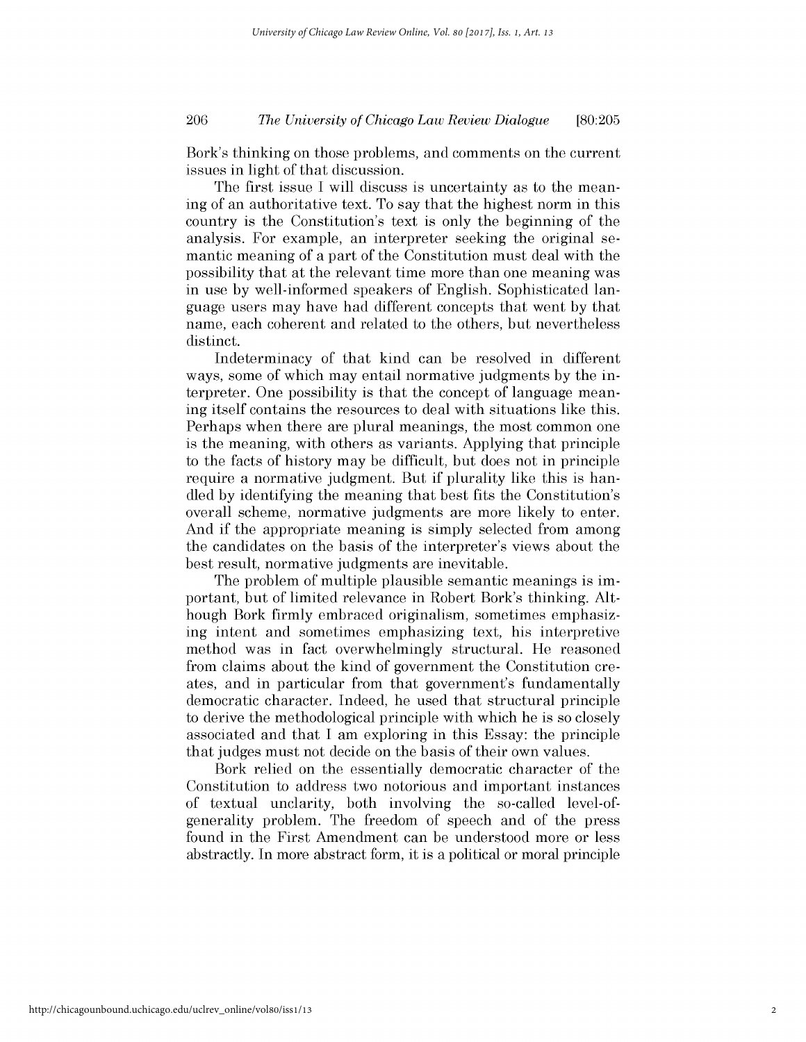Bork's thinking on those problems, and comments on the current issues in light of that discussion.

The first issue I will discuss is uncertainty as to the meaning of an authoritative text. To say that the highest norm in this country is the Constitution's text is only the beginning of the analysis. For example, an interpreter seeking the original semantic meaning of a part of the Constitution must deal with the possibility that at the relevant time more than one meaning was in use by well-informed speakers of English. Sophisticated language users may have had different concepts that went by that name, each coherent and related to the others, but nevertheless distinct.

Indeterminacy of that kind can be resolved in different ways, some of which may entail normative judgments by the interpreter. One possibility is that the concept of language meaning itself contains the resources to deal with situations like this. Perhaps when there are plural meanings, the most common one is the meaning, with others as variants. Applying that principle to the facts of history may be difficult, but does not in principle require a normative judgment. But if plurality like this is handled by identifying the meaning that best fits the Constitution's overall scheme, normative judgments are more likely to enter. And if the appropriate meaning is simply selected from among the candidates on the basis of the interpreter's views about the best result, normative judgments are inevitable.

The problem of multiple plausible semantic meanings is important, but of limited relevance in Robert Bork's thinking. Although Bork firmly embraced originalism, sometimes emphasizing intent and sometimes emphasizing text, his interpretive method was in fact overwhelmingly structural. He reasoned from claims about the kind of government the Constitution creates, and in particular from that government's fundamentally democratic character. Indeed, he used that structural principle to derive the methodological principle with which he is so closely associated and that I am exploring in this Essay: the principle that judges must not decide on the basis of their own values.

Bork relied on the essentially democratic character of the Constitution to address two notorious and important instances of textual unclarity, both involving the so-called level-of-generality problem. The freedom of speech and of the press found in the First Amendment can be understood more or less abstractly. In more abstract form, it is a political or moral principle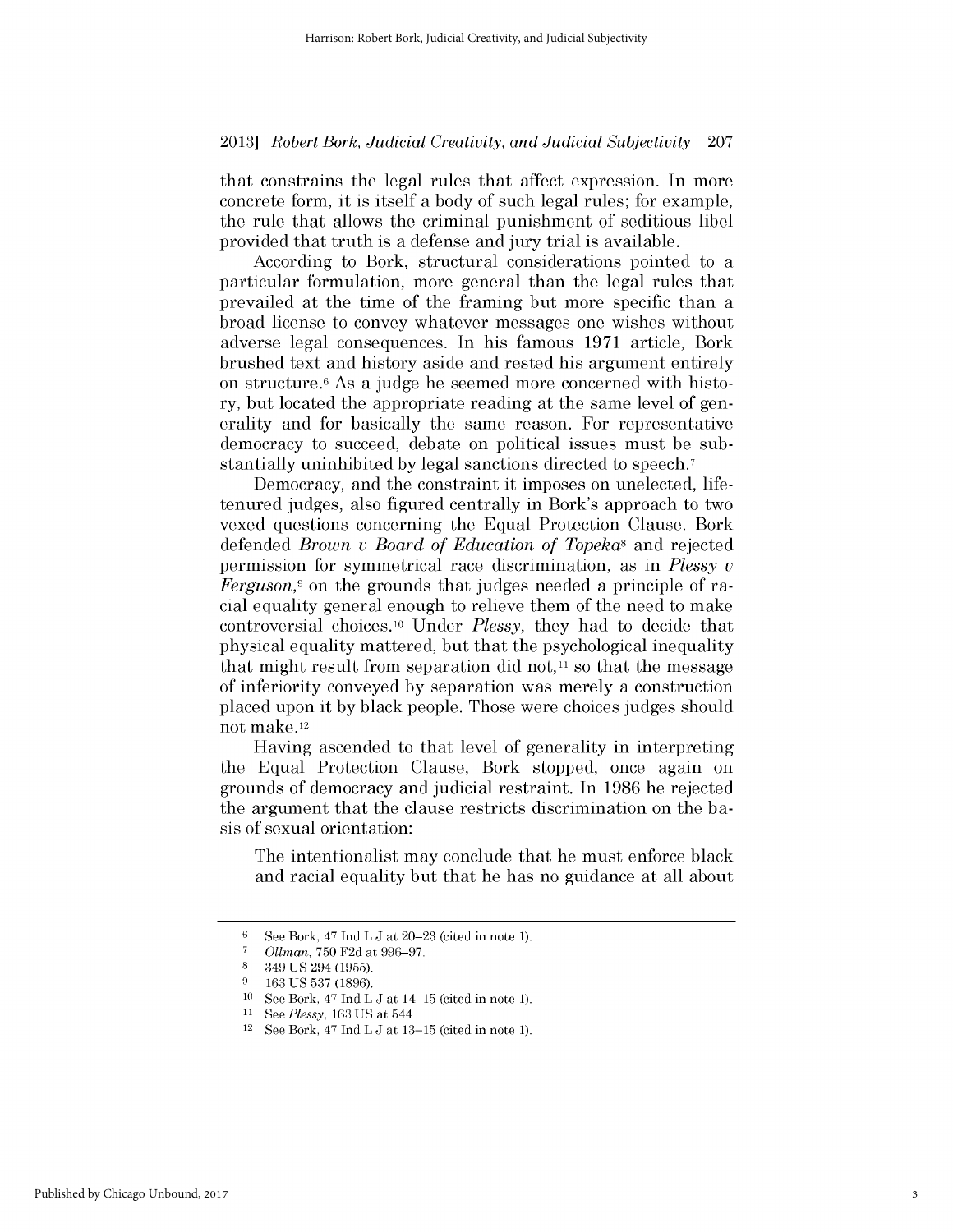that constrains the legal rules that affect expression. In more concrete form, it is itself a body of such legal rules; for example, the rule that allows the criminal punishment of seditious libel provided that truth is a defense and jury trial is available.

According to Bork, structural considerations pointed to a particular formulation, more general than the legal rules that prevailed at the time of the framing but more specific than a broad license to convey whatever messages one wishes without adverse legal consequences. In his famous 1971 article, Bork brushed text and history aside and rested his argument entirely on structure.[6] As a judge he seemed more concerned with history, but located the appropriate reading at the same level of generality and for basically the same reason. For representative democracy to succeed, debate on political issues must be substantially uninhibited by legal sanctions directed to speech.[7]

Democracy, and the constraint it imposes on unelected, life-tenured judges, also figured centrally in Bork's approach to two vexed questions concerning the Equal Protection Clause. Bork defended *Brown v Board of Education of Topeka*[8] and rejected permission for symmetrical race discrimination, as in *Plessy v Ferguson*,[9] on the grounds that judges needed a principle of racial equality general enough to relieve them of the need to make controversial choices.[10] Under *Plessy*, they had to decide that physical equality mattered, but that the psychological inequality that might result from separation did not,[11] so that the message of inferiority conveyed by separation was merely a construction placed upon it by black people. Those were choices judges should not make.[12]

Having ascended to that level of generality in interpreting the Equal Protection Clause, Bork stopped, once again on grounds of democracy and judicial restraint. In 1986 he rejected the argument that the clause restricts discrimination on the basis of sexual orientation:

> The intentionalist may conclude that he must enforce black and racial equality but that he has no guidance at all about

---

6 See Bork, 47 Ind L J at 20–23 (cited in note 1).

7 *Ollman*, 750 F2d at 996–97.

8 349 US 294 (1955).

9 163 US 537 (1896).

10 See Bork, 47 Ind L J at 14–15 (cited in note 1).

11 See *Plessy*, 163 US at 544.

12 See Bork, 47 Ind L J at 13–15 (cited in note 1).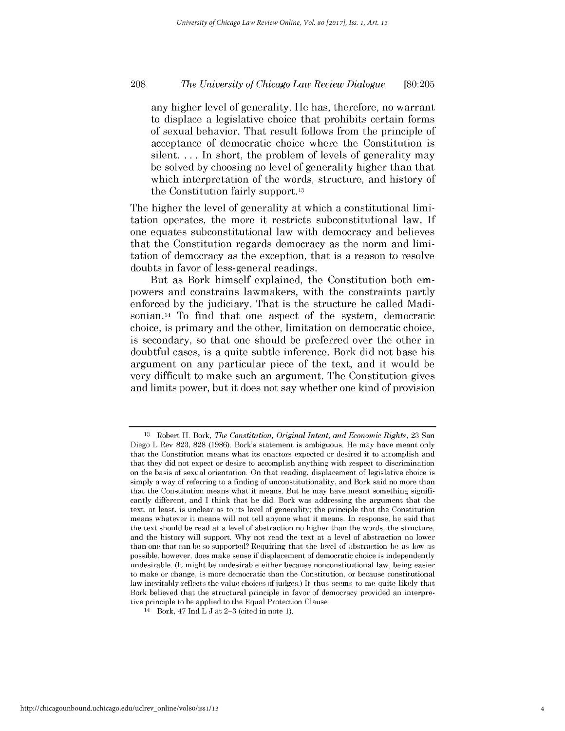> any higher level of generality. He has, therefore, no warrant to displace a legislative choice that prohibits certain forms of sexual behavior. That result follows from the principle of acceptance of democratic choice where the Constitution is silent. . . . In short, the problem of levels of generality may be solved by choosing no level of generality higher than that which interpretation of the words, structure, and history of the Constitution fairly support.[13]

The higher the level of generality at which a constitutional limitation operates, the more it restricts subconstitutional law. If one equates subconstitutional law with democracy and believes that the Constitution regards democracy as the norm and limitation of democracy as the exception, that is a reason to resolve doubts in favor of less-general readings.

But as Bork himself explained, the Constitution both empowers and constrains lawmakers, with the constraints partly enforced by the judiciary. That is the structure he called Madisonian.[14] To find that one aspect of the system, democratic choice, is primary and the other, limitation on democratic choice, is secondary, so that one should be preferred over the other in doubtful cases, is a quite subtle inference. Bork did not base his argument on any particular piece of the text, and it would be very difficult to make such an argument. The Constitution gives and limits power, but it does not say whether one kind of provision

---

[13] Robert H. Bork, *The Constitution, Original Intent, and Economic Rights*, 23 San Diego L Rev 823, 828 (1986). Bork's statement is ambiguous. He may have meant only that the Constitution means what its enactors expected or desired it to accomplish and that they did not expect or desire to accomplish anything with respect to discrimination on the basis of sexual orientation. On that reading, displacement of legislative choice is simply a way of referring to a finding of unconstitutionality, and Bork said no more than that the Constitution means what it means. But he may have meant something significantly different, and I think that he did. Bork was addressing the argument that the text, at least, is unclear as to its level of generality; the principle that the Constitution means whatever it means will not tell anyone what it means. In response, he said that the text should be read at a level of abstraction no higher than the words, the structure, and the history will support. Why not read the text at a level of abstraction no lower than one that can be so supported? Requiring that the level of abstraction be as low as possible, however, does make sense if displacement of democratic choice is independently undesirable. (It might be undesirable either because nonconstitutional law, being easier to make or change, is more democratic than the Constitution, or because constitutional law inevitably reflects the value choices of judges.) It thus seems to me quite likely that Bork believed that the structural principle in favor of democracy provided an interpretive principle to be applied to the Equal Protection Clause.

[14] Bork, 47 Ind L J at 2–3 (cited in note 1).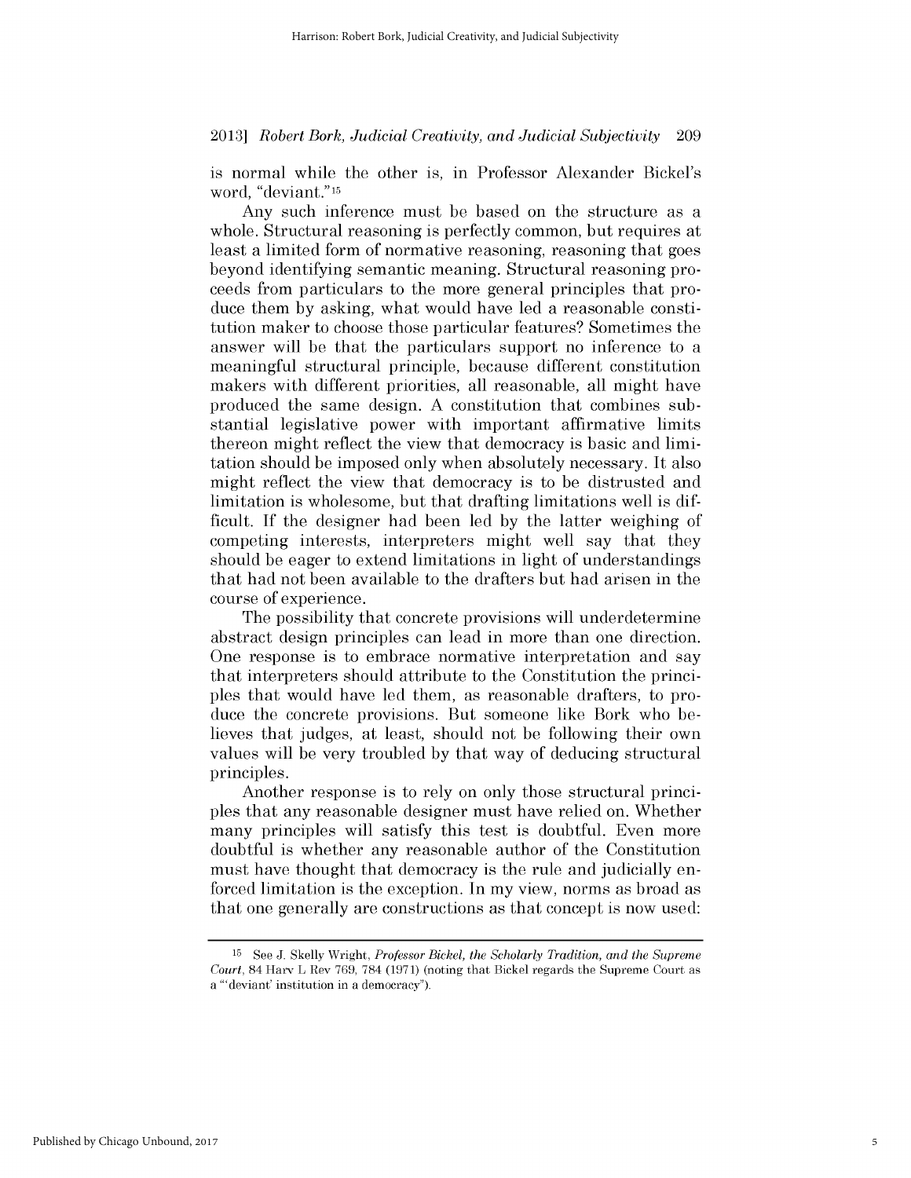is normal while the other is, in Professor Alexander Bickel's word, "deviant."[15]

Any such inference must be based on the structure as a whole. Structural reasoning is perfectly common, but requires at least a limited form of normative reasoning, reasoning that goes beyond identifying semantic meaning. Structural reasoning proceeds from particulars to the more general principles that produce them by asking, what would have led a reasonable constitution maker to choose those particular features? Sometimes the answer will be that the particulars support no inference to a meaningful structural principle, because different constitution makers with different priorities, all reasonable, all might have produced the same design. A constitution that combines substantial legislative power with important affirmative limits thereon might reflect the view that democracy is basic and limitation should be imposed only when absolutely necessary. It also might reflect the view that democracy is to be distrusted and limitation is wholesome, but that drafting limitations well is difficult. If the designer had been led by the latter weighing of competing interests, interpreters might well say that they should be eager to extend limitations in light of understandings that had not been available to the drafters but had arisen in the course of experience.

The possibility that concrete provisions will underdetermine abstract design principles can lead in more than one direction. One response is to embrace normative interpretation and say that interpreters should attribute to the Constitution the principles that would have led them, as reasonable drafters, to produce the concrete provisions. But someone like Bork who believes that judges, at least, should not be following their own values will be very troubled by that way of deducing structural principles.

Another response is to rely on only those structural principles that any reasonable designer must have relied on. Whether many principles will satisfy this test is doubtful. Even more doubtful is whether any reasonable author of the Constitution must have thought that democracy is the rule and judicially enforced limitation is the exception. In my view, norms as broad as that one generally are constructions as that concept is now used:

[15] See J. Skelly Wright, *Professor Bickel, the Scholarly Tradition, and the Supreme Court*, 84 Harv L Rev 769, 784 (1971) (noting that Bickel regards the Supreme Court as a "'deviant' institution in a democracy").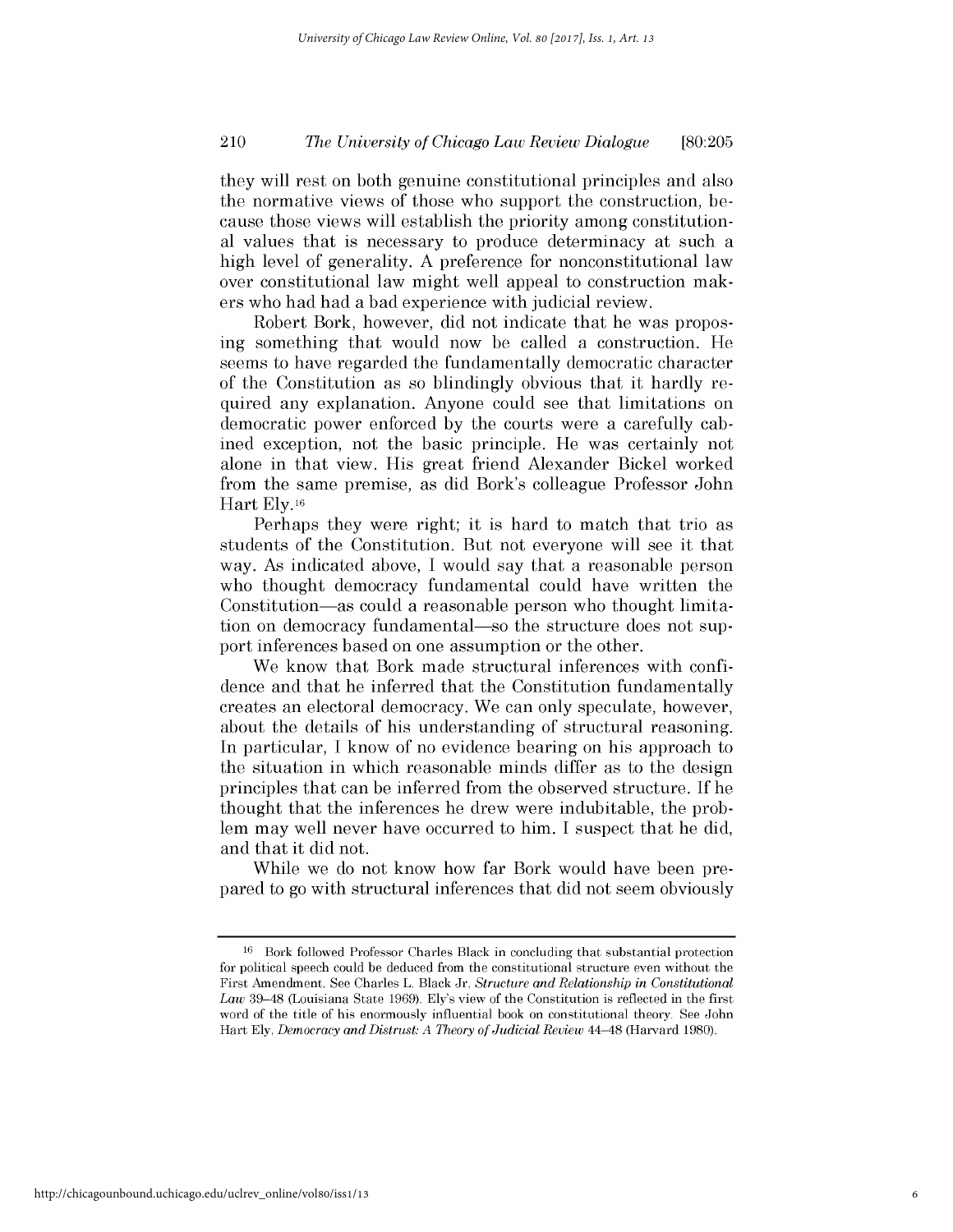they will rest on both genuine constitutional principles and also the normative views of those who support the construction, because those views will establish the priority among constitutional values that is necessary to produce determinacy at such a high level of generality. A preference for nonconstitutional law over constitutional law might well appeal to construction makers who had had a bad experience with judicial review.

Robert Bork, however, did not indicate that he was proposing something that would now be called a construction. He seems to have regarded the fundamentally democratic character of the Constitution as so blindingly obvious that it hardly required any explanation. Anyone could see that limitations on democratic power enforced by the courts were a carefully cabined exception, not the basic principle. He was certainly not alone in that view. His great friend Alexander Bickel worked from the same premise, as did Bork's colleague Professor John Hart Ely.[16]

Perhaps they were right; it is hard to match that trio as students of the Constitution. But not everyone will see it that way. As indicated above, I would say that a reasonable person who thought democracy fundamental could have written the Constitution—as could a reasonable person who thought limitation on democracy fundamental—so the structure does not support inferences based on one assumption or the other.

We know that Bork made structural inferences with confidence and that he inferred that the Constitution fundamentally creates an electoral democracy. We can only speculate, however, about the details of his understanding of structural reasoning. In particular, I know of no evidence bearing on his approach to the situation in which reasonable minds differ as to the design principles that can be inferred from the observed structure. If he thought that the inferences he drew were indubitable, the problem may well never have occurred to him. I suspect that he did, and that it did not.

While we do not know how far Bork would have been prepared to go with structural inferences that did not seem obviously

---

[16] Bork followed Professor Charles Black in concluding that substantial protection for political speech could be deduced from the constitutional structure even without the First Amendment. See Charles L. Black Jr, *Structure and Relationship in Constitutional Law* 39–48 (Louisiana State 1969). Ely's view of the Constitution is reflected in the first word of the title of his enormously influential book on constitutional theory. See John Hart Ely, *Democracy and Distrust: A Theory of Judicial Review* 44–48 (Harvard 1980).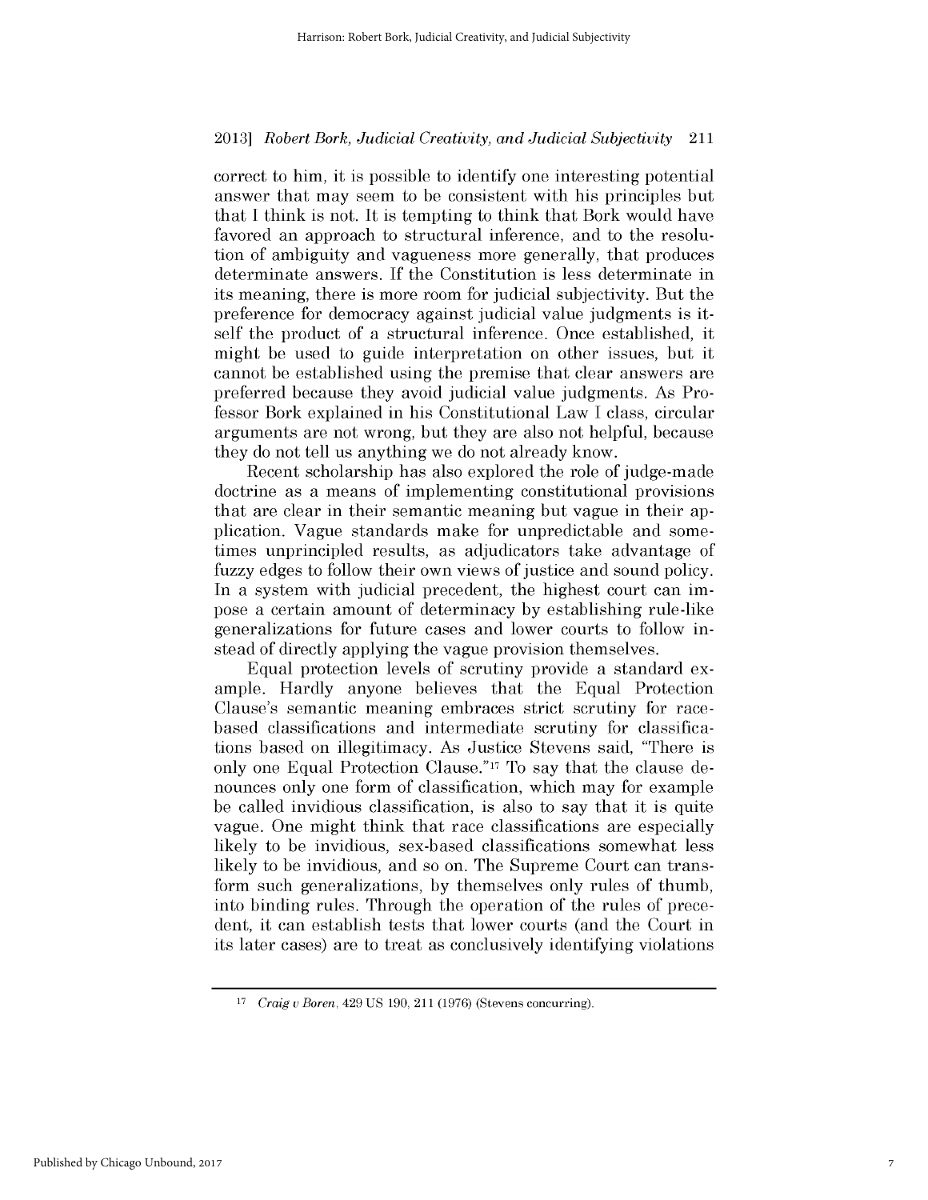correct to him, it is possible to identify one interesting potential answer that may seem to be consistent with his principles but that I think is not. It is tempting to think that Bork would have favored an approach to structural inference, and to the resolution of ambiguity and vagueness more generally, that produces determinate answers. If the Constitution is less determinate in its meaning, there is more room for judicial subjectivity. But the preference for democracy against judicial value judgments is itself the product of a structural inference. Once established, it might be used to guide interpretation on other issues, but it cannot be established using the premise that clear answers are preferred because they avoid judicial value judgments. As Professor Bork explained in his Constitutional Law I class, circular arguments are not wrong, but they are also not helpful, because they do not tell us anything we do not already know.

Recent scholarship has also explored the role of judge-made doctrine as a means of implementing constitutional provisions that are clear in their semantic meaning but vague in their application. Vague standards make for unpredictable and sometimes unprincipled results, as adjudicators take advantage of fuzzy edges to follow their own views of justice and sound policy. In a system with judicial precedent, the highest court can impose a certain amount of determinacy by establishing rule-like generalizations for future cases and lower courts to follow instead of directly applying the vague provision themselves.

Equal protection levels of scrutiny provide a standard example. Hardly anyone believes that the Equal Protection Clause's semantic meaning embraces strict scrutiny for race-based classifications and intermediate scrutiny for classifications based on illegitimacy. As Justice Stevens said, "There is only one Equal Protection Clause."[17] To say that the clause denounces only one form of classification, which may for example be called invidious classification, is also to say that it is quite vague. One might think that race classifications are especially likely to be invidious, sex-based classifications somewhat less likely to be invidious, and so on. The Supreme Court can transform such generalizations, by themselves only rules of thumb, into binding rules. Through the operation of the rules of precedent, it can establish tests that lower courts (and the Court in its later cases) are to treat as conclusively identifying violations

---

[17] *Craig v Boren*, 429 US 190, 211 (1976) (Stevens concurring).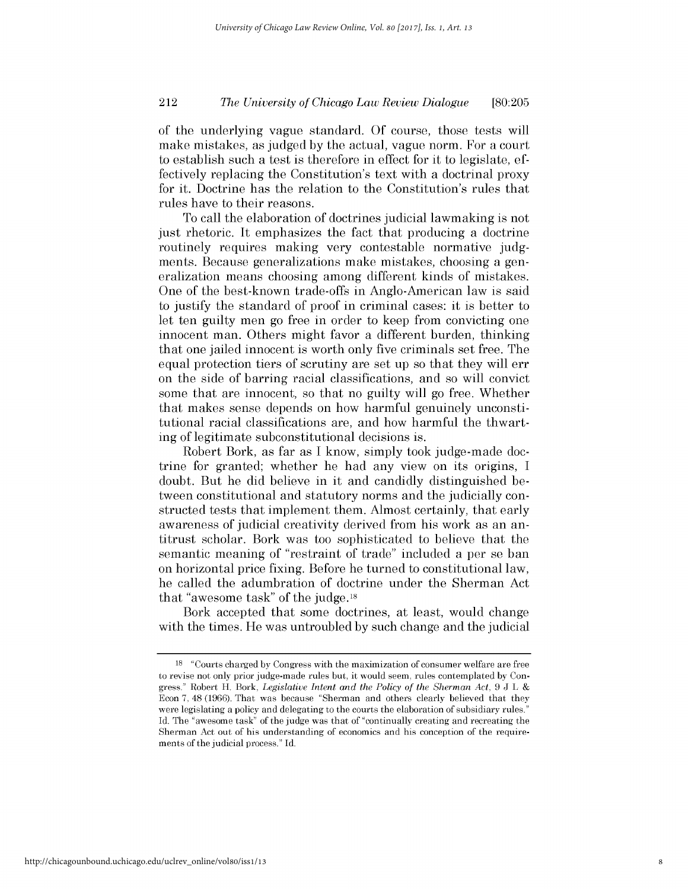of the underlying vague standard. Of course, those tests will make mistakes, as judged by the actual, vague norm. For a court to establish such a test is therefore in effect for it to legislate, effectively replacing the Constitution's text with a doctrinal proxy for it. Doctrine has the relation to the Constitution's rules that rules have to their reasons.

To call the elaboration of doctrines judicial lawmaking is not just rhetoric. It emphasizes the fact that producing a doctrine routinely requires making very contestable normative judgments. Because generalizations make mistakes, choosing a generalization means choosing among different kinds of mistakes. One of the best-known trade-offs in Anglo-American law is said to justify the standard of proof in criminal cases: it is better to let ten guilty men go free in order to keep from convicting one innocent man. Others might favor a different burden, thinking that one jailed innocent is worth only five criminals set free. The equal protection tiers of scrutiny are set up so that they will err on the side of barring racial classifications, and so will convict some that are innocent, so that no guilty will go free. Whether that makes sense depends on how harmful genuinely unconstitutional racial classifications are, and how harmful the thwarting of legitimate subconstitutional decisions is.

Robert Bork, as far as I know, simply took judge-made doctrine for granted; whether he had any view on its origins, I doubt. But he did believe in it and candidly distinguished between constitutional and statutory norms and the judicially constructed tests that implement them. Almost certainly, that early awareness of judicial creativity derived from his work as an antitrust scholar. Bork was too sophisticated to believe that the semantic meaning of "restraint of trade" included a per se ban on horizontal price fixing. Before he turned to constitutional law, he called the adumbration of doctrine under the Sherman Act that "awesome task" of the judge.[18]

Bork accepted that some doctrines, at least, would change with the times. He was untroubled by such change and the judicial

---

[18] "Courts charged by Congress with the maximization of consumer welfare are free to revise not only prior judge-made rules but, it would seem, rules contemplated by Congress." Robert H. Bork, *Legislative Intent and the Policy of the Sherman Act*, 9 J L & Econ 7, 48 (1966). That was because "Sherman and others clearly believed that they were legislating a policy and delegating to the courts the elaboration of subsidiary rules." Id. The "awesome task" of the judge was that of "continually creating and recreating the Sherman Act out of his understanding of economics and his conception of the requirements of the judicial process." Id.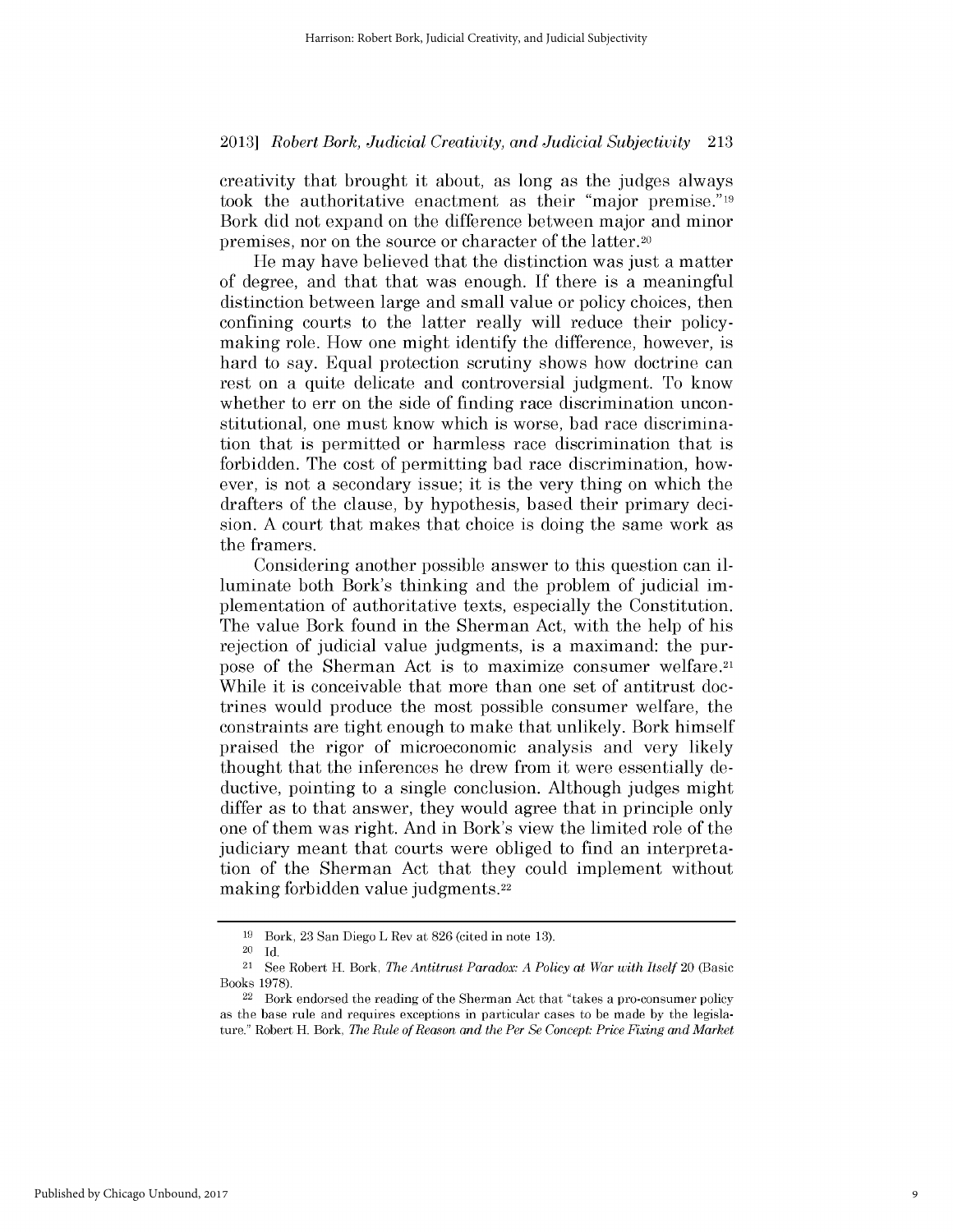creativity that brought it about, as long as the judges always took the authoritative enactment as their "major premise."[19] Bork did not expand on the difference between major and minor premises, nor on the source or character of the latter.[20]

He may have believed that the distinction was just a matter of degree, and that that was enough. If there is a meaningful distinction between large and small value or policy choices, then confining courts to the latter really will reduce their policymaking role. How one might identify the difference, however, is hard to say. Equal protection scrutiny shows how doctrine can rest on a quite delicate and controversial judgment. To know whether to err on the side of finding race discrimination unconstitutional, one must know which is worse, bad race discrimination that is permitted or harmless race discrimination that is forbidden. The cost of permitting bad race discrimination, however, is not a secondary issue; it is the very thing on which the drafters of the clause, by hypothesis, based their primary decision. A court that makes that choice is doing the same work as the framers.

Considering another possible answer to this question can illuminate both Bork's thinking and the problem of judicial implementation of authoritative texts, especially the Constitution. The value Bork found in the Sherman Act, with the help of his rejection of judicial value judgments, is a maximand: the purpose of the Sherman Act is to maximize consumer welfare.[21] While it is conceivable that more than one set of antitrust doctrines would produce the most possible consumer welfare, the constraints are tight enough to make that unlikely. Bork himself praised the rigor of microeconomic analysis and very likely thought that the inferences he drew from it were essentially deductive, pointing to a single conclusion. Although judges might differ as to that answer, they would agree that in principle only one of them was right. And in Bork's view the limited role of the judiciary meant that courts were obliged to find an interpretation of the Sherman Act that they could implement without making forbidden value judgments.[22]

---

[19] Bork, 23 San Diego L Rev at 826 (cited in note 13).

[20] Id.

[21] See Robert H. Bork, *The Antitrust Paradox: A Policy at War with Itself* 20 (Basic Books 1978).

[22] Bork endorsed the reading of the Sherman Act that "takes a pro-consumer policy as the base rule and requires exceptions in particular cases to be made by the legislature." Robert H. Bork, *The Rule of Reason and the Per Se Concept: Price Fixing and Market*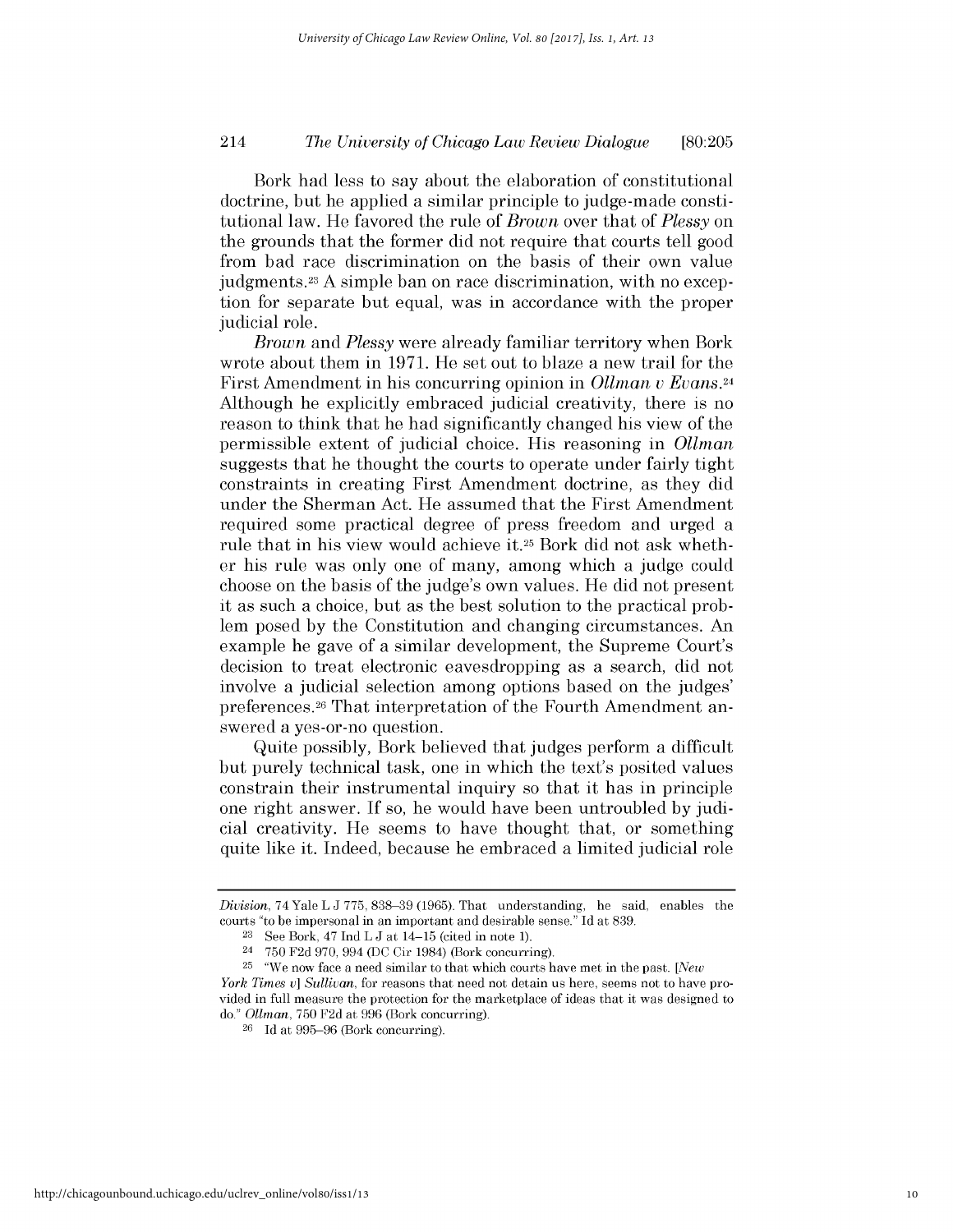Bork had less to say about the elaboration of constitutional doctrine, but he applied a similar principle to judge-made constitutional law. He favored the rule of *Brown* over that of *Plessy* on the grounds that the former did not require that courts tell good from bad race discrimination on the basis of their own value judgments.[23] A simple ban on race discrimination, with no exception for separate but equal, was in accordance with the proper judicial role.

*Brown* and *Plessy* were already familiar territory when Bork wrote about them in 1971. He set out to blaze a new trail for the First Amendment in his concurring opinion in *Ollman v Evans*.[24] Although he explicitly embraced judicial creativity, there is no reason to think that he had significantly changed his view of the permissible extent of judicial choice. His reasoning in *Ollman* suggests that he thought the courts to operate under fairly tight constraints in creating First Amendment doctrine, as they did under the Sherman Act. He assumed that the First Amendment required some practical degree of press freedom and urged a rule that in his view would achieve it.[25] Bork did not ask whether his rule was only one of many, among which a judge could choose on the basis of the judge's own values. He did not present it as such a choice, but as the best solution to the practical problem posed by the Constitution and changing circumstances. An example he gave of a similar development, the Supreme Court's decision to treat electronic eavesdropping as a search, did not involve a judicial selection among options based on the judges' preferences.[26] That interpretation of the Fourth Amendment answered a yes-or-no question.

Quite possibly, Bork believed that judges perform a difficult but purely technical task, one in which the text's posited values constrain their instrumental inquiry so that it has in principle one right answer. If so, he would have been untroubled by judicial creativity. He seems to have thought that, or something quite like it. Indeed, because he embraced a limited judicial role

---

*Division*, 74 Yale L J 775, 838–39 (1965). That understanding, he said, enables the courts "to be impersonal in an important and desirable sense." Id at 839.

[23] See Bork, 47 Ind L J at 14–15 (cited in note 1).

[24] 750 F2d 970, 994 (DC Cir 1984) (Bork concurring).

[25] "We now face a need similar to that which courts have met in the past. [*New York Times v*] *Sullivan*, for reasons that need not detain us here, seems not to have provided in full measure the protection for the marketplace of ideas that it was designed to do." *Ollman*, 750 F2d at 996 (Bork concurring).

[26] Id at 995–96 (Bork concurring).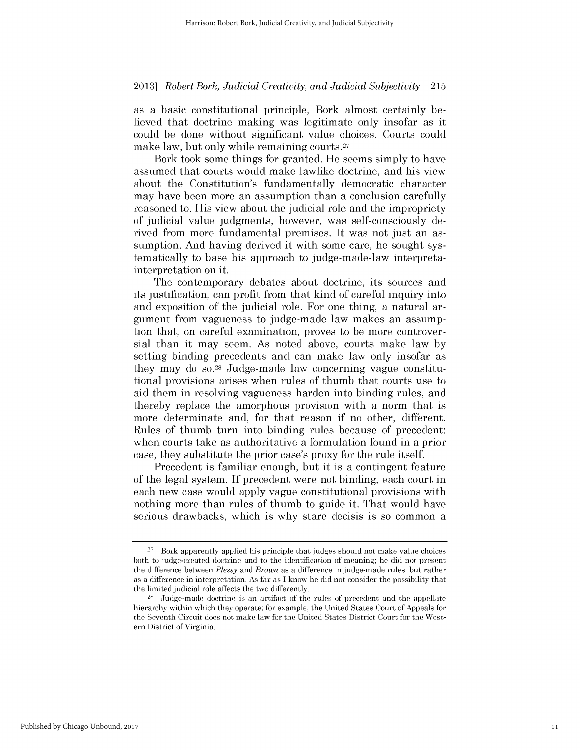as a basic constitutional principle, Bork almost certainly believed that doctrine making was legitimate only insofar as it could be done without significant value choices. Courts could make law, but only while remaining courts.[27]

Bork took some things for granted. He seems simply to have assumed that courts would make lawlike doctrine, and his view about the Constitution's fundamentally democratic character may have been more an assumption than a conclusion carefully reasoned to. His view about the judicial role and the impropriety of judicial value judgments, however, was self-consciously derived from more fundamental premises. It was not just an assumption. And having derived it with some care, he sought systematically to base his approach to judge-made-law interpretation on it.

The contemporary debates about doctrine, its sources and its justification, can profit from that kind of careful inquiry into and exposition of the judicial role. For one thing, a natural argument from vagueness to judge-made law makes an assumption that, on careful examination, proves to be more controversial than it may seem. As noted above, courts make law by setting binding precedents and can make law only insofar as they may do so.[28] Judge-made law concerning vague constitutional provisions arises when rules of thumb that courts use to aid them in resolving vagueness harden into binding rules, and thereby replace the amorphous provision with a norm that is more determinate and, for that reason if no other, different. Rules of thumb turn into binding rules because of precedent: when courts take as authoritative a formulation found in a prior case, they substitute the prior case's proxy for the rule itself.

Precedent is familiar enough, but it is a contingent feature of the legal system. If precedent were not binding, each court in each new case would apply vague constitutional provisions with nothing more than rules of thumb to guide it. That would have serious drawbacks, which is why stare decisis is so common a

---

[27] Bork apparently applied his principle that judges should not make value choices both to judge-created doctrine and to the identification of meaning; he did not present the difference between *Plessy* and *Brown* as a difference in judge-made rules, but rather as a difference in interpretation. As far as I know he did not consider the possibility that the limited judicial role affects the two differently.

[28] Judge-made doctrine is an artifact of the rules of precedent and the appellate hierarchy within which they operate; for example, the United States Court of Appeals for the Seventh Circuit does not make law for the United States District Court for the Western District of Virginia.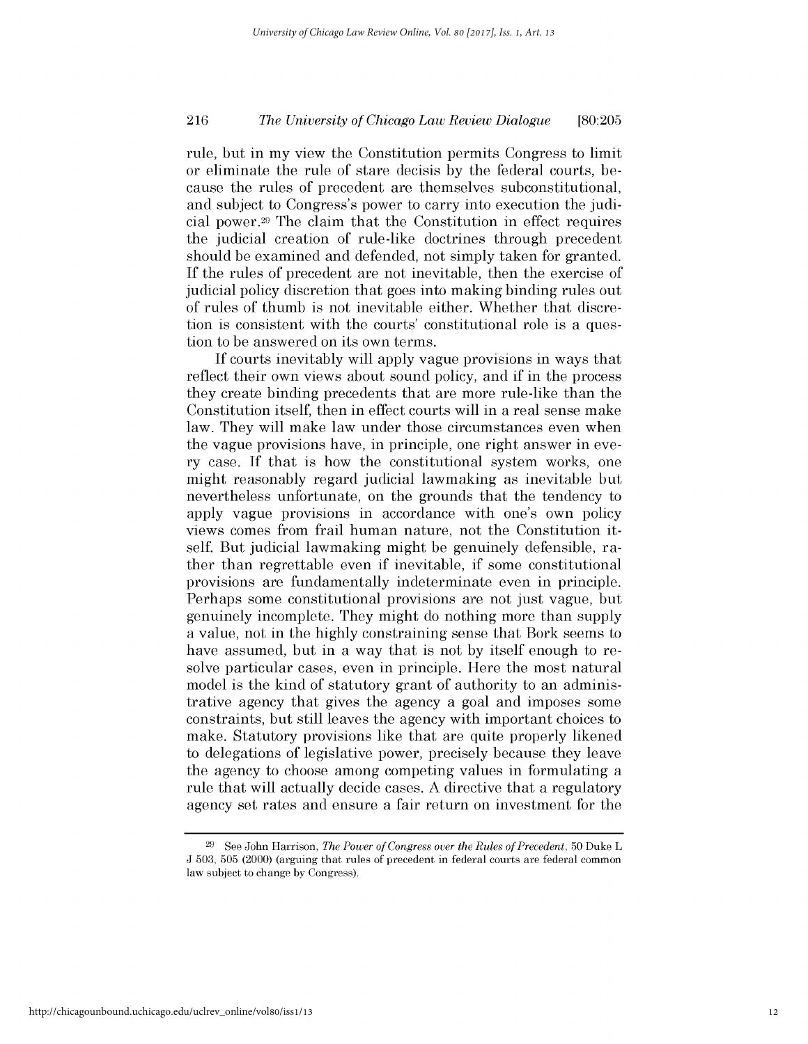rule, but in my view the Constitution permits Congress to limit or eliminate the rule of stare decisis by the federal courts, because the rules of precedent are themselves subconstitutional, and subject to Congress's power to carry into execution the judicial power.[29] The claim that the Constitution in effect requires the judicial creation of rule-like doctrines through precedent should be examined and defended, not simply taken for granted. If the rules of precedent are not inevitable, then the exercise of judicial policy discretion that goes into making binding rules out of rules of thumb is not inevitable either. Whether that discretion is consistent with the courts' constitutional role is a question to be answered on its own terms.

If courts inevitably will apply vague provisions in ways that reflect their own views about sound policy, and if in the process they create binding precedents that are more rule-like than the Constitution itself, then in effect courts will in a real sense make law. They will make law under those circumstances even when the vague provisions have, in principle, one right answer in every case. If that is how the constitutional system works, one might reasonably regard judicial lawmaking as inevitable but nevertheless unfortunate, on the grounds that the tendency to apply vague provisions in accordance with one's own policy views comes from frail human nature, not the Constitution itself. But judicial lawmaking might be genuinely defensible, rather than regrettable even if inevitable, if some constitutional provisions are fundamentally indeterminate even in principle. Perhaps some constitutional provisions are not just vague, but genuinely incomplete. They might do nothing more than supply a value, not in the highly constraining sense that Bork seems to have assumed, but in a way that is not by itself enough to resolve particular cases, even in principle. Here the most natural model is the kind of statutory grant of authority to an administrative agency that gives the agency a goal and imposes some constraints, but still leaves the agency with important choices to make. Statutory provisions like that are quite properly likened to delegations of legislative power, precisely because they leave the agency to choose among competing values in formulating a rule that will actually decide cases. A directive that a regulatory agency set rates and ensure a fair return on investment for the

---

[29] See John Harrison, *The Power of Congress over the Rules of Precedent*, 50 Duke L J 503, 505 (2000) (arguing that rules of precedent in federal courts are federal common law subject to change by Congress).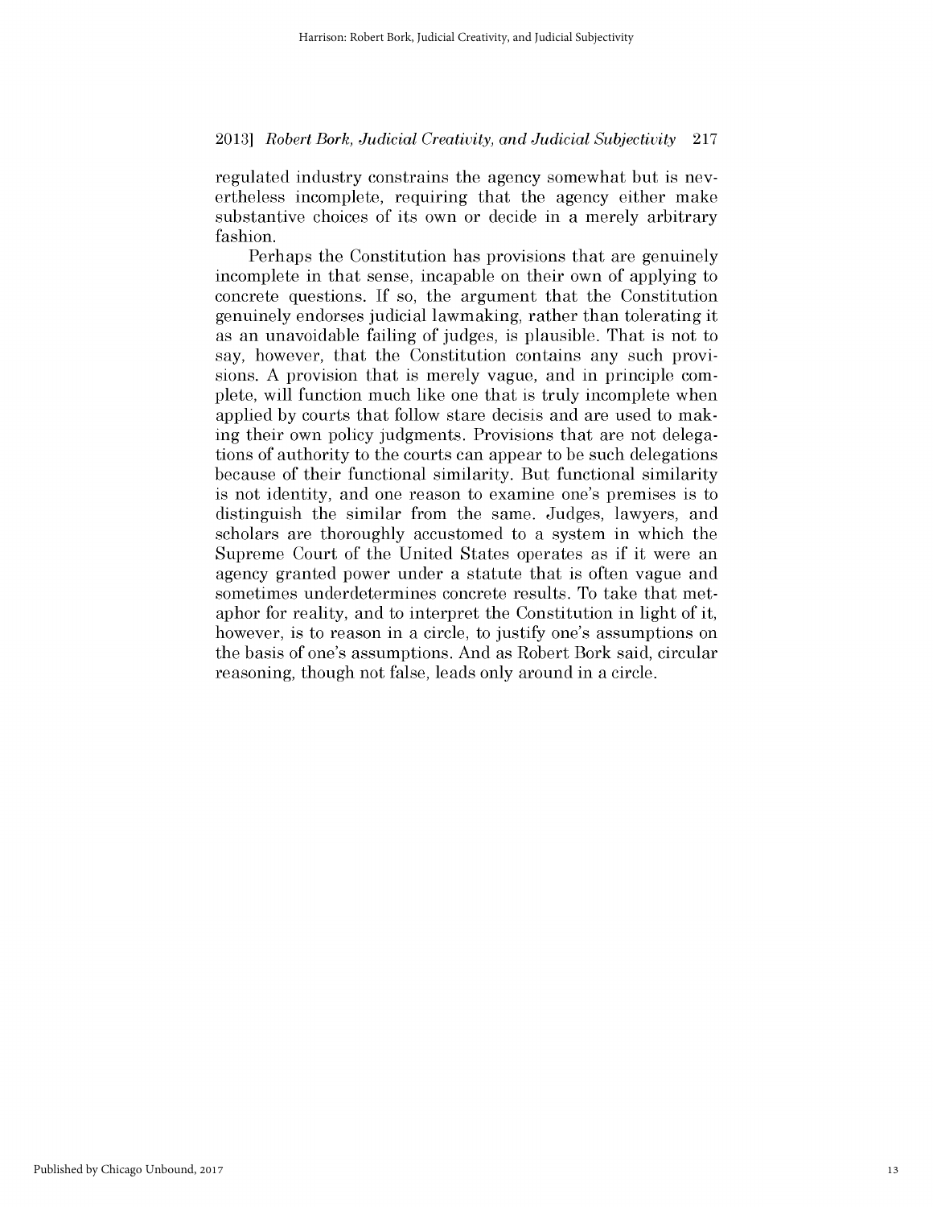regulated industry constrains the agency somewhat but is nevertheless incomplete, requiring that the agency either make substantive choices of its own or decide in a merely arbitrary fashion.

Perhaps the Constitution has provisions that are genuinely incomplete in that sense, incapable on their own of applying to concrete questions. If so, the argument that the Constitution genuinely endorses judicial lawmaking, rather than tolerating it as an unavoidable failing of judges, is plausible. That is not to say, however, that the Constitution contains any such provisions. A provision that is merely vague, and in principle complete, will function much like one that is truly incomplete when applied by courts that follow stare decisis and are used to making their own policy judgments. Provisions that are not delegations of authority to the courts can appear to be such delegations because of their functional similarity. But functional similarity is not identity, and one reason to examine one's premises is to distinguish the similar from the same. Judges, lawyers, and scholars are thoroughly accustomed to a system in which the Supreme Court of the United States operates as if it were an agency granted power under a statute that is often vague and sometimes underdetermines concrete results. To take that metaphor for reality, and to interpret the Constitution in light of it, however, is to reason in a circle, to justify one's assumptions on the basis of one's assumptions. And as Robert Bork said, circular reasoning, though not false, leads only around in a circle.